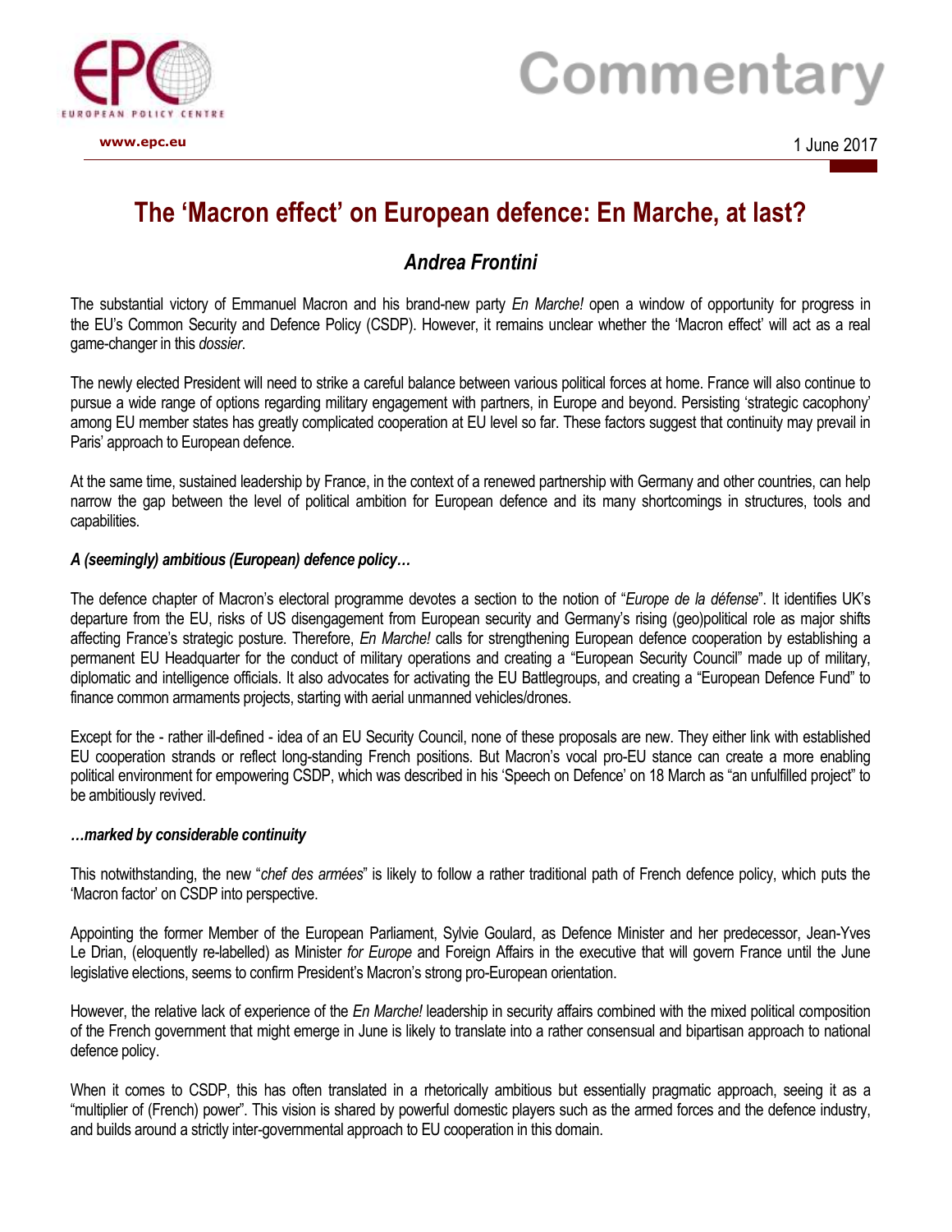# The 'Macron effect' on European defence: En Marche, at last?

## *Andrea Frontini*

The substantial victory of Emmanuel Macron and his brand-new party *En Marche!* open a window of opportunity for progress in the EU's Common Security and Defence Policy (CSDP). However, it remains unclear whether the 'Macron effect' will act as a real game-changer in this *dossier*.

The newly elected President will need to strike a careful balance between various political forces at home. France will also continue to pursue a wide range of options regarding military engagement with partners, in Europe and beyond. Persisting 'strategic cacophony' among EU member states has greatly complicated cooperation at EU level so far. These factors suggest that continuity may prevail in Paris' approach to European defence.

At the same time, sustained leadership by France, in the context of a renewed partnership with Germany and other countries, can help narrow the gap between the level of political ambition for European defence and its many shortcomings in structures, tools and capabilities.

### *A (seemingly) ambitious (European) defence policy…*

The defence chapter of Macron's electoral programme devotes a section to the notion of "*Europe de la défense*". It identifies UK's departure from the EU, risks of US disengagement from European security and Germany's rising (geo)political role as major shifts affecting France's strategic posture. Therefore, *En Marche!* calls for strengthening European defence cooperation by establishing a permanent EU Headquarter for the conduct of military operations and creating a "European Security Council" made up of military, diplomatic and intelligence officials. It also advocates for activating the EU Battlegroups, and creating a "European Defence Fund" to finance common armaments projects, starting with aerial unmanned vehicles/drones.

Except for the - rather ill-defined - idea of an EU Security Council, none of these proposals are new. They either link with established EU cooperation strands or reflect long-standing French positions. But Macron's vocal pro-EU stance can create a more enabling political environment for empowering CSDP, which was described in his 'Speech on Defence' on 18 March as "an unfulfilled project" to be ambitiously revived.

### *…marked by considerable continuity*

This notwithstanding, the new "*chef des armées*" is likely to follow a rather traditional path of French defence policy, which puts the 'Macron factor' on CSDP into perspective.

Appointing the former Member of the European Parliament, Sylvie Goulard, as Defence Minister and her predecessor, Jean-Yves Le Drian, (eloquently re-labelled) as Minister *for Europe* and Foreign Affairs in the executive that will govern France until the June legislative elections, seems to confirm President's Macron's strong pro-European orientation.

However, the relative lack of experience of the *En Marche!* leadership in security affairs combined with the mixed political composition of the French government that might emerge in June is likely to translate into a rather consensual and bipartisan approach to national defence policy.

When it comes to CSDP, this has often translated in a rhetorically ambitious but essentially pragmatic approach, seeing it as a "multiplier of (French) power". This vision is shared by powerful domestic players such as the armed forces and the defence industry, and builds around a strictly inter-governmental approach to EU cooperation in this domain.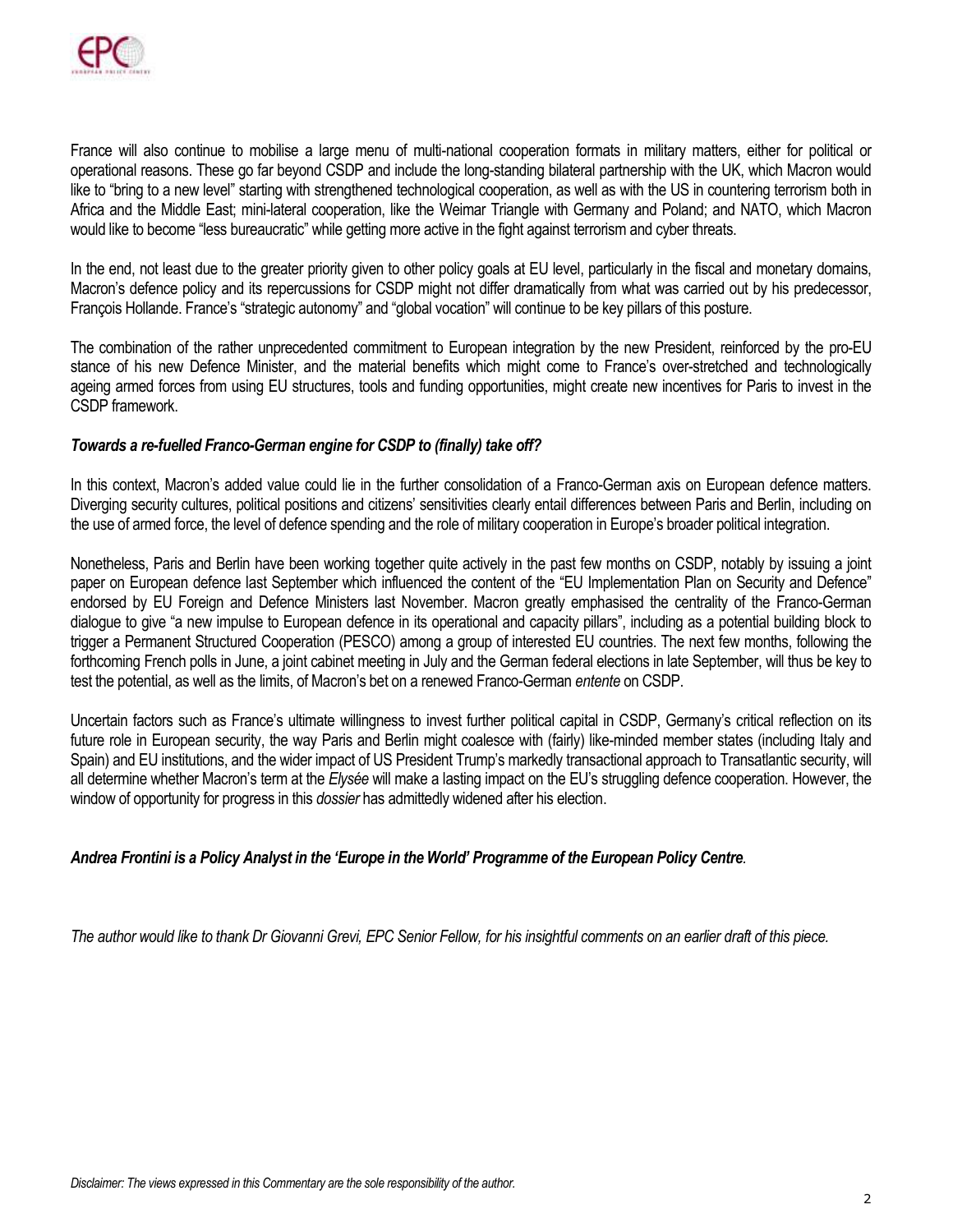France will also continue to mobilise a large menu of multi-national cooperation formats in military matters, either for political or operational reasons. These go far beyond CSDP and include the long-standing bilateral partnership with the UK, which Macron would like to "bring to a new level" starting with strengthened technological cooperation, as well as with the US in countering terrorism both in Africa and the Middle East; mini-lateral cooperation, like the Weimar Triangle with Germany and Poland; and NATO, which Macron would like to become "less bureaucratic" while getting more active in the fight against terrorism and cyber threats.

In the end, not least due to the greater priority given to other policy goals at EU level, particularly in the fiscal and monetary domains, Macron's defence policy and its repercussions for CSDP might not differ dramatically from what was carried out by his predecessor, François Hollande. France's "strategic autonomy" and "global vocation" will continue to be key pillars of this posture.

The combination of the rather unprecedented commitment to European integration by the new President, reinforced by the pro-EU stance of his new Defence Minister, and the material benefits which might come to France's over-stretched and technologically ageing armed forces from using EU structures, tools and funding opportunities, might create new incentives for Paris to invest in the CSDP framework.

***Towards a re-fuelled Franco-German engine for CSDP to (finally) take off?***

In this context, Macron's added value could lie in the further consolidation of a Franco-German axis on European defence matters. Diverging security cultures, political positions and citizens' sensitivities clearly entail differences between Paris and Berlin, including on the use of armed force, the level of defence spending and the role of military cooperation in Europe's broader political integration.

Nonetheless, Paris and Berlin have been working together quite actively in the past few months on CSDP, notably by issuing a joint paper on European defence last September which influenced the content of the "EU Implementation Plan on Security and Defence" endorsed by EU Foreign and Defence Ministers last November. Macron greatly emphasised the centrality of the Franco-German dialogue to give "a new impulse to European defence in its operational and capacity pillars", including as a potential building block to trigger a Permanent Structured Cooperation (PESCO) among a group of interested EU countries. The next few months, following the forthcoming French polls in June, a joint cabinet meeting in July and the German federal elections in late September, will thus be key to test the potential, as well as the limits, of Macron's bet on a renewed Franco-German *entente* on CSDP.

Uncertain factors such as France's ultimate willingness to invest further political capital in CSDP, Germany's critical reflection on its future role in European security, the way Paris and Berlin might coalesce with (fairly) like-minded member states (including Italy and Spain) and EU institutions, and the wider impact of US President Trump's markedly transactional approach to Transatlantic security, will all determine whether Macron's term at the *Elysée* will make a lasting impact on the EU's struggling defence cooperation. However, the window of opportunity for progress in this *dossier* has admittedly widened after his election.

***Andrea Frontini is a Policy Analyst in the 'Europe in the World' Programme of the European Policy Centre.***

*The author would like to thank Dr Giovanni Grevi, EPC Senior Fellow, for his insightful comments on an earlier draft of this piece.*

*Disclaimer: The views expressed in this Commentary are the sole responsibility of the author.*